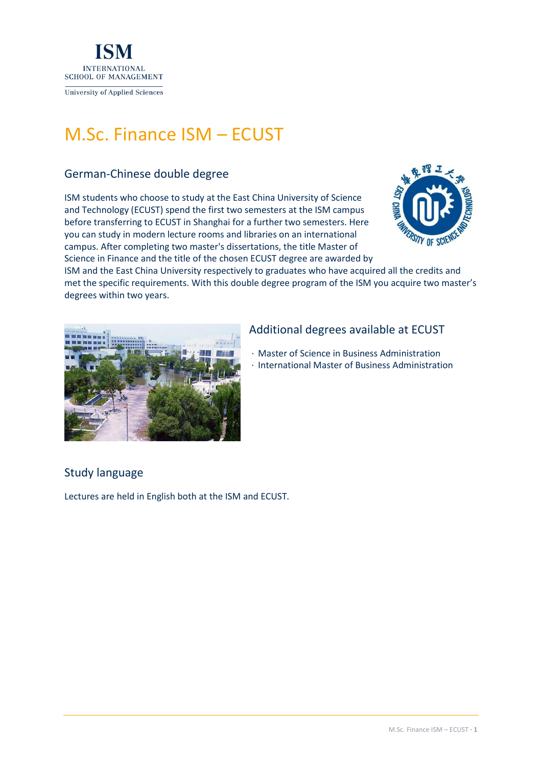ISM
INTERNATIONAL
SCHOOL OF MANAGEMENT
University of Applied Sciences

# M.Sc. Finance ISM – ECUST

## German-Chinese double degree

ISM students who choose to study at the East China University of Science and Technology (ECUST) spend the first two semesters at the ISM campus before transferring to ECUST in Shanghai for a further two semesters. Here you can study in modern lecture rooms and libraries on an international campus. After completing two master's dissertations, the title Master of Science in Finance and the title of the chosen ECUST degree are awarded by ISM and the East China University respectively to graduates who have acquired all the credits and met the specific requirements. With this double degree program of the ISM you acquire two master's degrees within two years.

## Additional degrees available at ECUST

- Master of Science in Business Administration
- International Master of Business Administration

## Study language

Lectures are held in English both at the ISM and ECUST.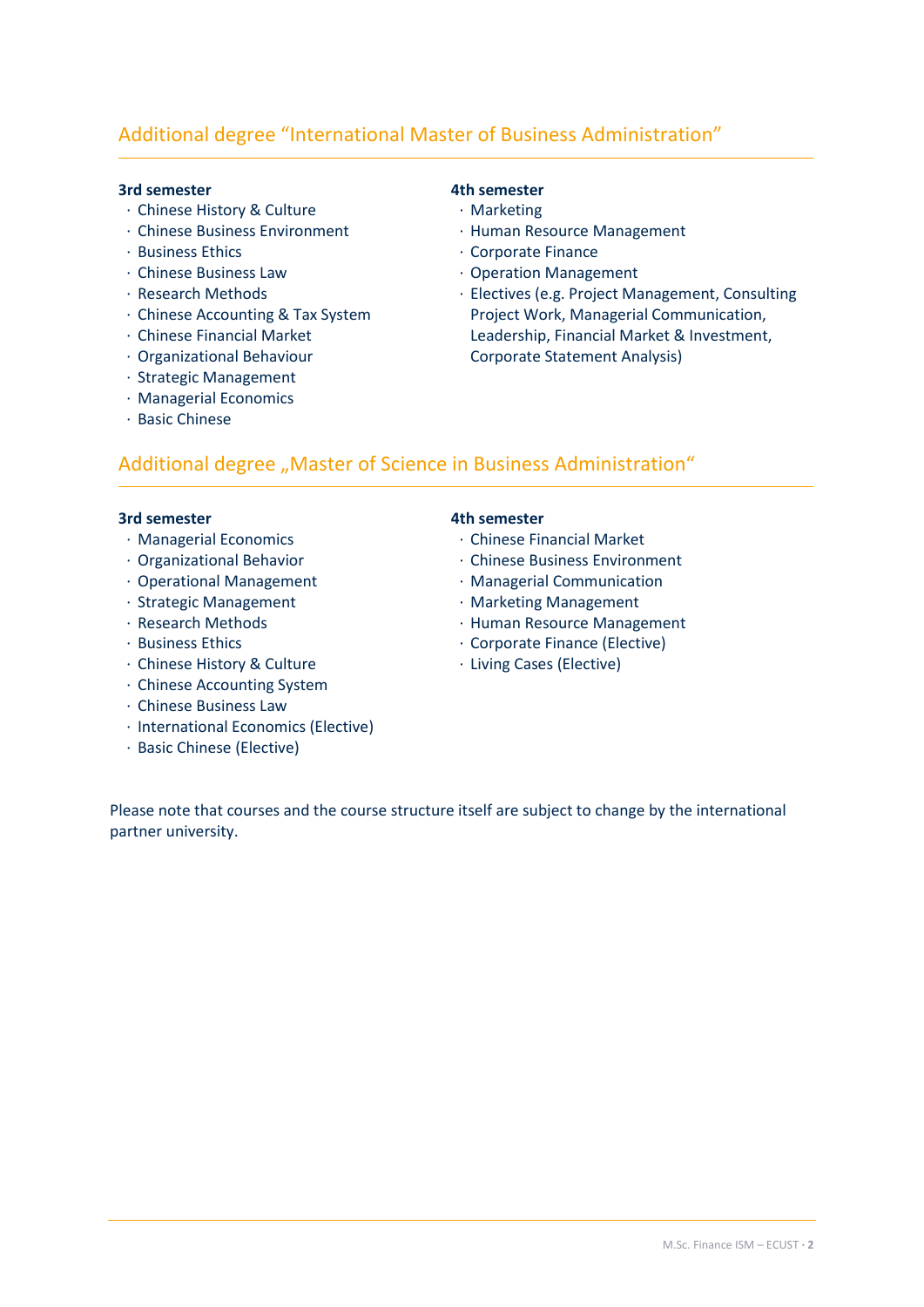## Additional degree “International Master of Business Administration”

**3rd semester**

- Chinese History & Culture
- Chinese Business Environment
- Business Ethics
- Chinese Business Law
- Research Methods
- Chinese Accounting & Tax System
- Chinese Financial Market
- Organizational Behaviour
- Strategic Management
- Managerial Economics
- Basic Chinese

**4th semester**

- Marketing
- Human Resource Management
- Corporate Finance
- Operation Management
- Electives (e.g. Project Management, Consulting Project Work, Managerial Communication, Leadership, Financial Market & Investment, Corporate Statement Analysis)

## Additional degree „Master of Science in Business Administration“

**3rd semester**

- Managerial Economics
- Organizational Behavior
- Operational Management
- Strategic Management
- Research Methods
- Business Ethics
- Chinese History & Culture
- Chinese Accounting System
- Chinese Business Law
- International Economics (Elective)
- Basic Chinese (Elective)

**4th semester**

- Chinese Financial Market
- Chinese Business Environment
- Managerial Communication
- Marketing Management
- Human Resource Management
- Corporate Finance (Elective)
- Living Cases (Elective)

Please note that courses and the course structure itself are subject to change by the international partner university.